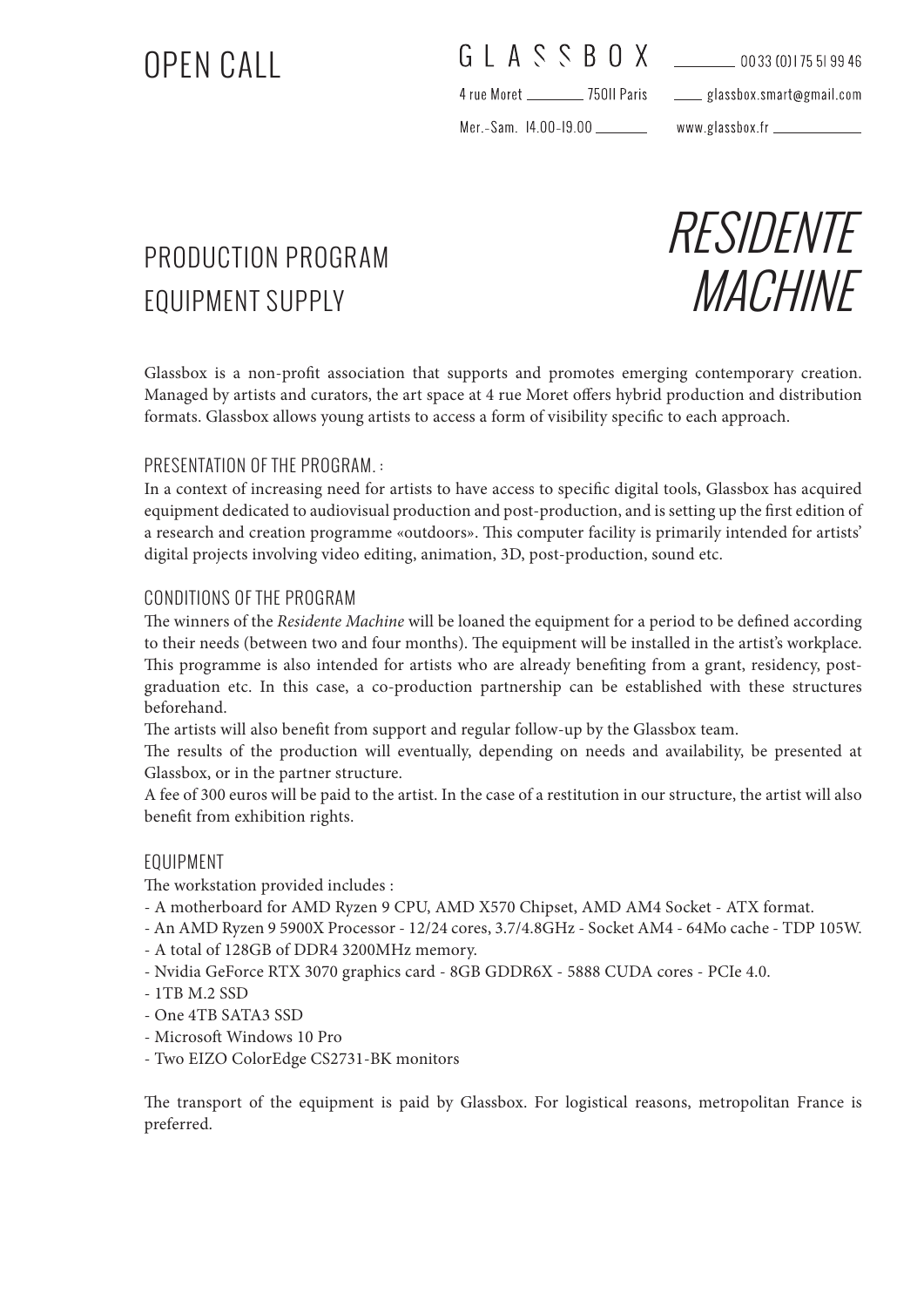# OPEN CALL

GLASSBOX

0033 (0)1 75 51 99 46

4 rue Moret 75011 Paris

glassbox.smart@gmail.com

Mer.-Sam. 14.00-19.00

www.glassbox.fr

## PRODUCTION PROGRAM
## EQUIPMENT SUPPLY

# *RESIDENTE MACHINE*

Glassbox is a non-profit association that supports and promotes emerging contemporary creation. Managed by artists and curators, the art space at 4 rue Moret offers hybrid production and distribution formats. Glassbox allows young artists to access a form of visibility specific to each approach.

### PRESENTATION OF THE PROGRAM. :

In a context of increasing need for artists to have access to specific digital tools, Glassbox has acquired equipment dedicated to audiovisual production and post-production, and is setting up the first edition of a research and creation programme «outdoors». This computer facility is primarily intended for artists' digital projects involving video editing, animation, 3D, post-production, sound etc.

### CONDITIONS OF THE PROGRAM

The winners of the *Residente Machine* will be loaned the equipment for a period to be defined according to their needs (between two and four months). The equipment will be installed in the artist's workplace. This programme is also intended for artists who are already benefiting from a grant, residency, post-graduation etc. In this case, a co-production partnership can be established with these structures beforehand.

The artists will also benefit from support and regular follow-up by the Glassbox team.

The results of the production will eventually, depending on needs and availability, be presented at Glassbox, or in the partner structure.

A fee of 300 euros will be paid to the artist. In the case of a restitution in our structure, the artist will also benefit from exhibition rights.

### EQUIPMENT

The workstation provided includes :

- A motherboard for AMD Ryzen 9 CPU, AMD X570 Chipset, AMD AM4 Socket - ATX format.
- An AMD Ryzen 9 5900X Processor - 12/24 cores, 3.7/4.8GHz - Socket AM4 - 64Mo cache - TDP 105W.
- A total of 128GB of DDR4 3200MHz memory.
- Nvidia GeForce RTX 3070 graphics card - 8GB GDDR6X - 5888 CUDA cores - PCIe 4.0.
- 1TB M.2 SSD
- One 4TB SATA3 SSD
- Microsoft Windows 10 Pro
- Two EIZO ColorEdge CS2731-BK monitors

The transport of the equipment is paid by Glassbox. For logistical reasons, metropolitan France is preferred.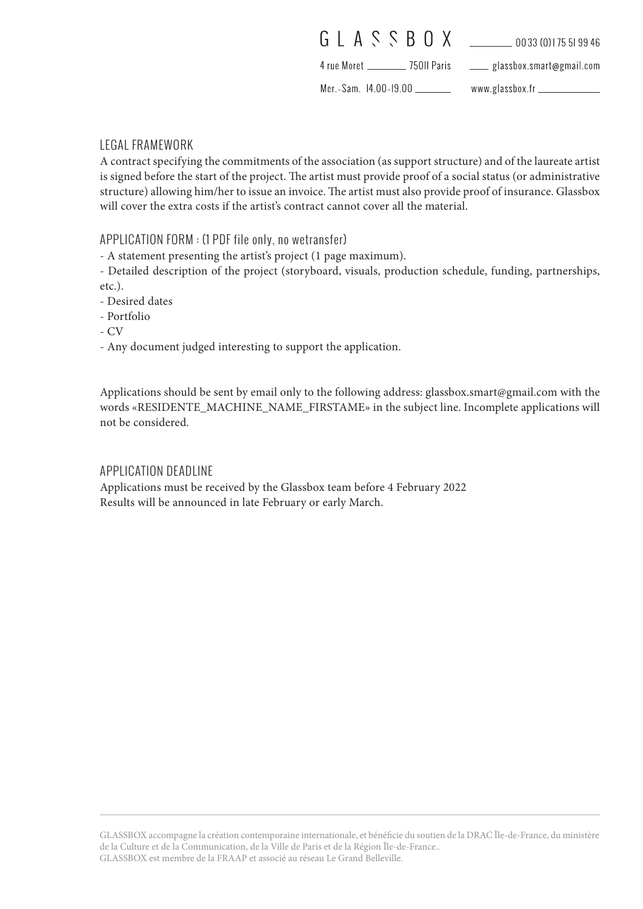## LEGAL FRAMEWORK

A contract specifying the commitments of the association (as support structure) and of the laureate artist is signed before the start of the project. The artist must provide proof of a social status (or administrative structure) allowing him/her to issue an invoice. The artist must also provide proof of insurance. Glassbox will cover the extra costs if the artist's contract cannot cover all the material.

## APPLICATION FORM : (1 PDF file only, no wetransfer)

- A statement presenting the artist's project (1 page maximum).
- Detailed description of the project (storyboard, visuals, production schedule, funding, partnerships, etc.).
- Desired dates
- Portfolio
- CV
- Any document judged interesting to support the application.

Applications should be sent by email only to the following address: glassbox.smart@gmail.com with the words «RESIDENTE_MACHINE_NAME_FIRSTAME» in the subject line. Incomplete applications will not be considered.

## APPLICATION DEADLINE

Applications must be received by the Glassbox team before 4 February 2022
Results will be announced in late February or early March.